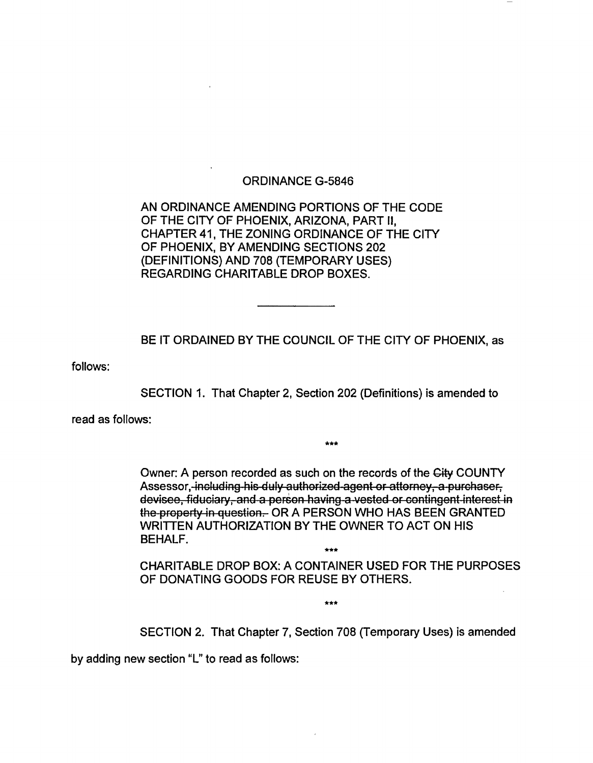ORDINANCE G-5846

AN ORDINANCE AMENDING PORTIONS OF THE CODE OF THE CITY OF PHOENIX, ARIZONA, PART II, CHAPTER 41, THE ZONING ORDINANCE OF THE CITY OF PHOENIX, BY AMENDING SECTIONS 202 (DEFINITIONS) AND 708 (TEMPORARY USES) REGARDING CHARITABLE DROP BOXES.

---

BE IT ORDAINED BY THE COUNCIL OF THE CITY OF PHOENIX, as follows:

SECTION 1. That Chapter 2, Section 202 (Definitions) is amended to read as follows:

***

Owner: A person recorded as such on the records of the ~~City~~ COUNTY Assessor~~, including his duly authorized agent or attorney, a purchaser, devisee, fiduciary, and a person having a vested or contingent interest in the property in question.~~ OR A PERSON WHO HAS BEEN GRANTED WRITTEN AUTHORIZATION BY THE OWNER TO ACT ON HIS BEHALF.

***

CHARITABLE DROP BOX: A CONTAINER USED FOR THE PURPOSES OF DONATING GOODS FOR REUSE BY OTHERS.

***

SECTION 2. That Chapter 7, Section 708 (Temporary Uses) is amended by adding new section "L" to read as follows: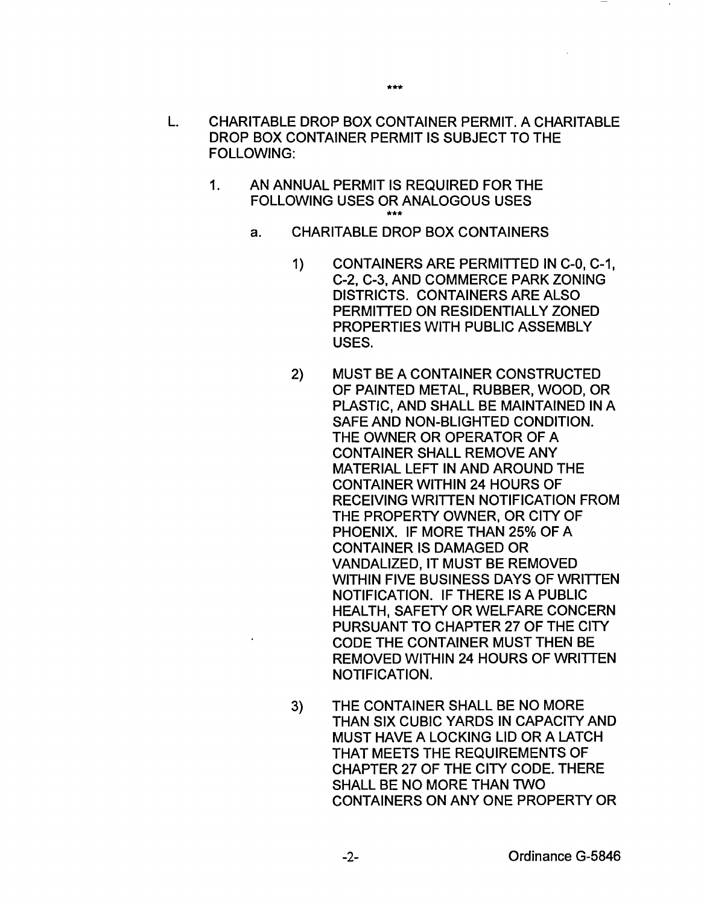\*\*\*

L. CHARITABLE DROP BOX CONTAINER PERMIT. A CHARITABLE DROP BOX CONTAINER PERMIT IS SUBJECT TO THE FOLLOWING:

1. AN ANNUAL PERMIT IS REQUIRED FOR THE FOLLOWING USES OR ANALOGOUS USES

   \*\*\*

   a. CHARITABLE DROP BOX CONTAINERS

      1) CONTAINERS ARE PERMITTED IN C-0, C-1, C-2, C-3, AND COMMERCE PARK ZONING DISTRICTS. CONTAINERS ARE ALSO PERMITTED ON RESIDENTIALLY ZONED PROPERTIES WITH PUBLIC ASSEMBLY USES.

      2) MUST BE A CONTAINER CONSTRUCTED OF PAINTED METAL, RUBBER, WOOD, OR PLASTIC, AND SHALL BE MAINTAINED IN A SAFE AND NON-BLIGHTED CONDITION. THE OWNER OR OPERATOR OF A CONTAINER SHALL REMOVE ANY MATERIAL LEFT IN AND AROUND THE CONTAINER WITHIN 24 HOURS OF RECEIVING WRITTEN NOTIFICATION FROM THE PROPERTY OWNER, OR CITY OF PHOENIX. IF MORE THAN 25% OF A CONTAINER IS DAMAGED OR VANDALIZED, IT MUST BE REMOVED WITHIN FIVE BUSINESS DAYS OF WRITTEN NOTIFICATION. IF THERE IS A PUBLIC HEALTH, SAFETY OR WELFARE CONCERN PURSUANT TO CHAPTER 27 OF THE CITY CODE THE CONTAINER MUST THEN BE REMOVED WITHIN 24 HOURS OF WRITTEN NOTIFICATION.

      3) THE CONTAINER SHALL BE NO MORE THAN SIX CUBIC YARDS IN CAPACITY AND MUST HAVE A LOCKING LID OR A LATCH THAT MEETS THE REQUIREMENTS OF CHAPTER 27 OF THE CITY CODE. THERE SHALL BE NO MORE THAN TWO CONTAINERS ON ANY ONE PROPERTY OR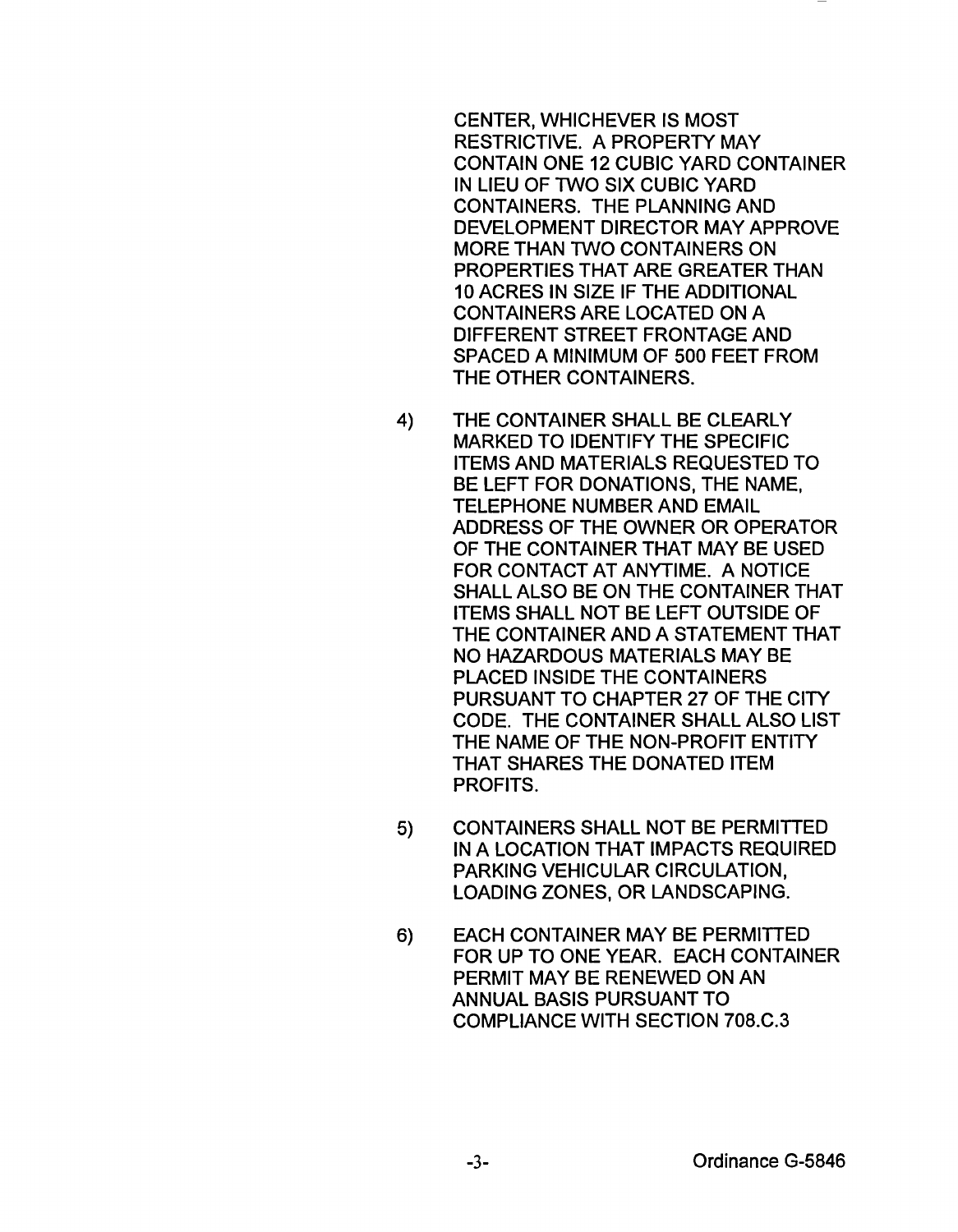CENTER, WHICHEVER IS MOST RESTRICTIVE. A PROPERTY MAY CONTAIN ONE 12 CUBIC YARD CONTAINER IN LIEU OF TWO SIX CUBIC YARD CONTAINERS. THE PLANNING AND DEVELOPMENT DIRECTOR MAY APPROVE MORE THAN TWO CONTAINERS ON PROPERTIES THAT ARE GREATER THAN 10 ACRES IN SIZE IF THE ADDITIONAL CONTAINERS ARE LOCATED ON A DIFFERENT STREET FRONTAGE AND SPACED A MINIMUM OF 500 FEET FROM THE OTHER CONTAINERS.

4) THE CONTAINER SHALL BE CLEARLY MARKED TO IDENTIFY THE SPECIFIC ITEMS AND MATERIALS REQUESTED TO BE LEFT FOR DONATIONS, THE NAME, TELEPHONE NUMBER AND EMAIL ADDRESS OF THE OWNER OR OPERATOR OF THE CONTAINER THAT MAY BE USED FOR CONTACT AT ANYTIME. A NOTICE SHALL ALSO BE ON THE CONTAINER THAT ITEMS SHALL NOT BE LEFT OUTSIDE OF THE CONTAINER AND A STATEMENT THAT NO HAZARDOUS MATERIALS MAY BE PLACED INSIDE THE CONTAINERS PURSUANT TO CHAPTER 27 OF THE CITY CODE. THE CONTAINER SHALL ALSO LIST THE NAME OF THE NON-PROFIT ENTITY THAT SHARES THE DONATED ITEM PROFITS.

5) CONTAINERS SHALL NOT BE PERMITTED IN A LOCATION THAT IMPACTS REQUIRED PARKING VEHICULAR CIRCULATION, LOADING ZONES, OR LANDSCAPING.

6) EACH CONTAINER MAY BE PERMITTED FOR UP TO ONE YEAR. EACH CONTAINER PERMIT MAY BE RENEWED ON AN ANNUAL BASIS PURSUANT TO COMPLIANCE WITH SECTION 708.C.3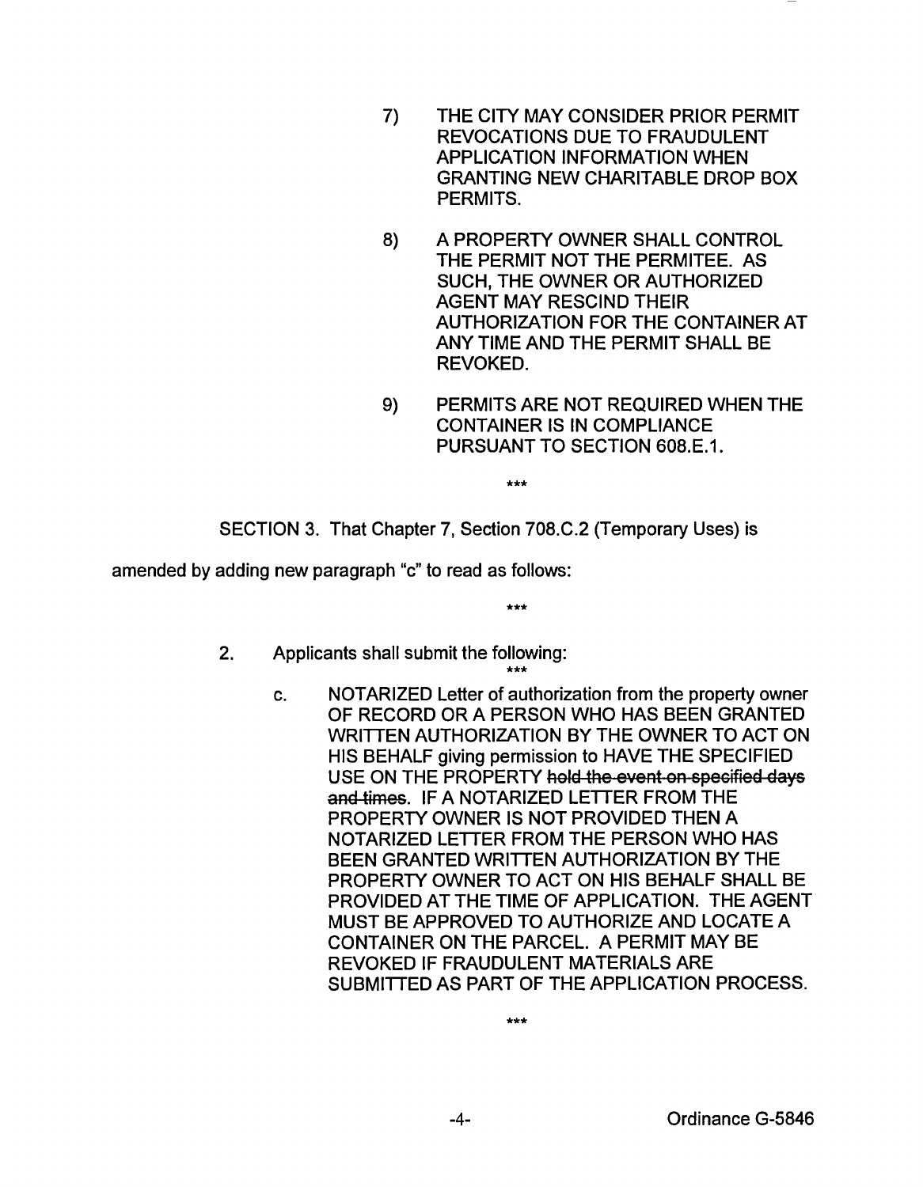7) THE CITY MAY CONSIDER PRIOR PERMIT REVOCATIONS DUE TO FRAUDULENT APPLICATION INFORMATION WHEN GRANTING NEW CHARITABLE DROP BOX PERMITS.

8) A PROPERTY OWNER SHALL CONTROL THE PERMIT NOT THE PERMITEE. AS SUCH, THE OWNER OR AUTHORIZED AGENT MAY RESCIND THEIR AUTHORIZATION FOR THE CONTAINER AT ANY TIME AND THE PERMIT SHALL BE REVOKED.

9) PERMITS ARE NOT REQUIRED WHEN THE CONTAINER IS IN COMPLIANCE PURSUANT TO SECTION 608.E.1.

***

SECTION 3. That Chapter 7, Section 708.C.2 (Temporary Uses) is amended by adding new paragraph "c" to read as follows:

***

2. Applicants shall submit the following:

***

c. NOTARIZED Letter of authorization from the property owner OF RECORD OR A PERSON WHO HAS BEEN GRANTED WRITTEN AUTHORIZATION BY THE OWNER TO ACT ON HIS BEHALF giving permission to HAVE THE SPECIFIED USE ON THE PROPERTY ~~hold the event on specified days and times~~. IF A NOTARIZED LETTER FROM THE PROPERTY OWNER IS NOT PROVIDED THEN A NOTARIZED LETTER FROM THE PERSON WHO HAS BEEN GRANTED WRITTEN AUTHORIZATION BY THE PROPERTY OWNER TO ACT ON HIS BEHALF SHALL BE PROVIDED AT THE TIME OF APPLICATION. THE AGENT MUST BE APPROVED TO AUTHORIZE AND LOCATE A CONTAINER ON THE PARCEL. A PERMIT MAY BE REVOKED IF FRAUDULENT MATERIALS ARE SUBMITTED AS PART OF THE APPLICATION PROCESS.

***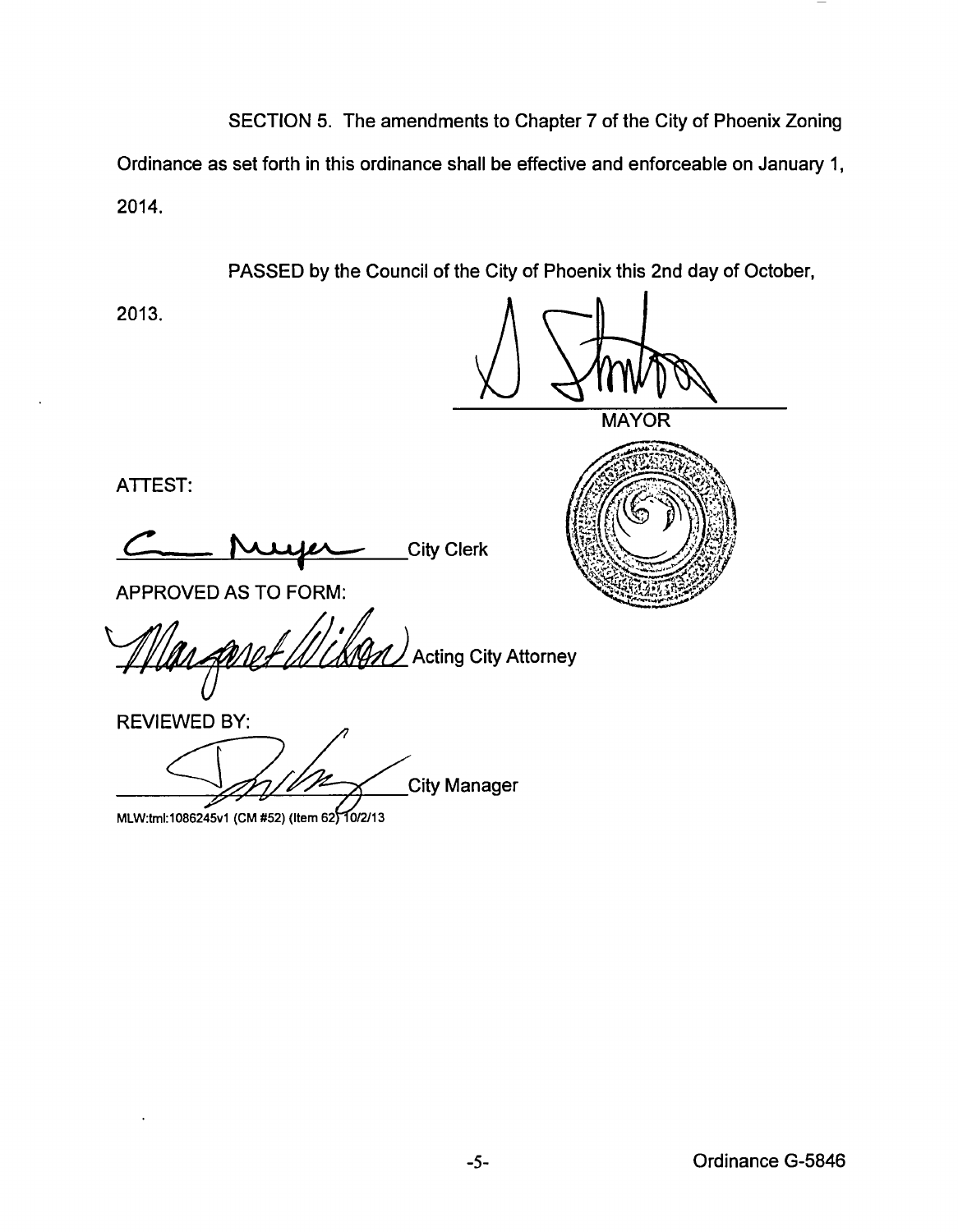SECTION 5. The amendments to Chapter 7 of the City of Phoenix Zoning Ordinance as set forth in this ordinance shall be effective and enforceable on January 1, 2014.

PASSED by the Council of the City of Phoenix this 2nd day of October, 2013.

MAYOR

ATTEST:

City Clerk

APPROVED AS TO FORM:

Acting City Attorney

REVIEWED BY:

City Manager

MLW:tml:1086245v1 (CM #52) (Item 62) 10/2/13

Ordinance G-5846